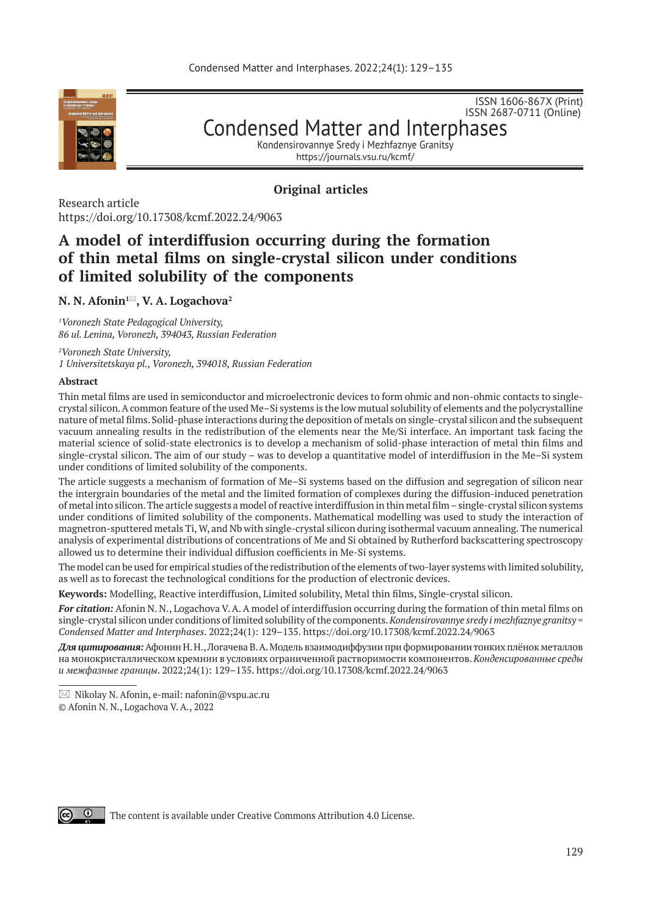ISSN 1606-867X (Print)
ISSN 2687-0711 (Online)

# Condensed Matter and Interphases

Kondensirovannye Sredy i Mezhfaznye Granitsy
https://journals.vsu.ru/kcmf/

**Original articles**

Research article
https://doi.org/10.17308/kcmf.2022.24/9063

## A model of interdiffusion occurring during the formation of thin metal films on single-crystal silicon under conditions of limited solubility of the components

**N. N. Afonin[1]✉, V. A. Logachova[2]**

*[1]Voronezh State Pedagogical University, 86 ul. Lenina, Voronezh, 394043, Russian Federation*

*[2]Voronezh State University, 1 Universitetskaya pl., Voronezh, 394018, Russian Federation*

**Abstract**

Thin metal films are used in semiconductor and microelectronic devices to form ohmic and non-ohmic contacts to single-crystal silicon. A common feature of the used Me–Si systems is the low mutual solubility of elements and the polycrystalline nature of metal films. Solid-phase interactions during the deposition of metals on single-crystal silicon and the subsequent vacuum annealing results in the redistribution of the elements near the Me/Si interface. An important task facing the material science of solid-state electronics is to develop a mechanism of solid-phase interaction of metal thin films and single-crystal silicon. The aim of our study – was to develop a quantitative model of interdiffusion in the Me–Si system under conditions of limited solubility of the components.

The article suggests a mechanism of formation of Me–Si systems based on the diffusion and segregation of silicon near the intergrain boundaries of the metal and the limited formation of complexes during the diffusion-induced penetration of metal into silicon. The article suggests a model of reactive interdiffusion in thin metal film – single-crystal silicon systems under conditions of limited solubility of the components. Mathematical modelling was used to study the interaction of magnetron-sputtered metals Ti, W, and Nb with single-crystal silicon during isothermal vacuum annealing. The numerical analysis of experimental distributions of concentrations of Me and Si obtained by Rutherford backscattering spectroscopy allowed us to determine their individual diffusion coefficients in Me-Si systems.

The model can be used for empirical studies of the redistribution of the elements of two-layer systems with limited solubility, as well as to forecast the technological conditions for the production of electronic devices.

**Keywords:** Modelling, Reactive interdiffusion, Limited solubility, Metal thin films, Single-crystal silicon.

***For citation:*** Afonin N. N., Logachova V. A. A model of interdiffusion occurring during the formation of thin metal films on single-crystal silicon under conditions of limited solubility of the components. *Kondensirovannye sredy i mezhfaznye granitsy = Condensed Matter and Interphases*. 2022;24(1): 129–135. https://doi.org/10.17308/kcmf.2022.24/9063

***Для цитирования:*** Афонин Н. Н., Логачева В. А. Модель взаимодиффузии при формировании тонких плёнок металлов на монокристаллическом кремнии в условиях ограниченной растворимости компонентов. *Конденсированные среды и межфазные границы*. 2022;24(1): 129–135. https://doi.org/10.17308/kcmf.2022.24/9063

---

✉ Nikolay N. Afonin, e-mail: nafonin@vspu.ac.ru

© Afonin N. N., Logachova V. A., 2022

The content is available under Creative Commons Attribution 4.0 License.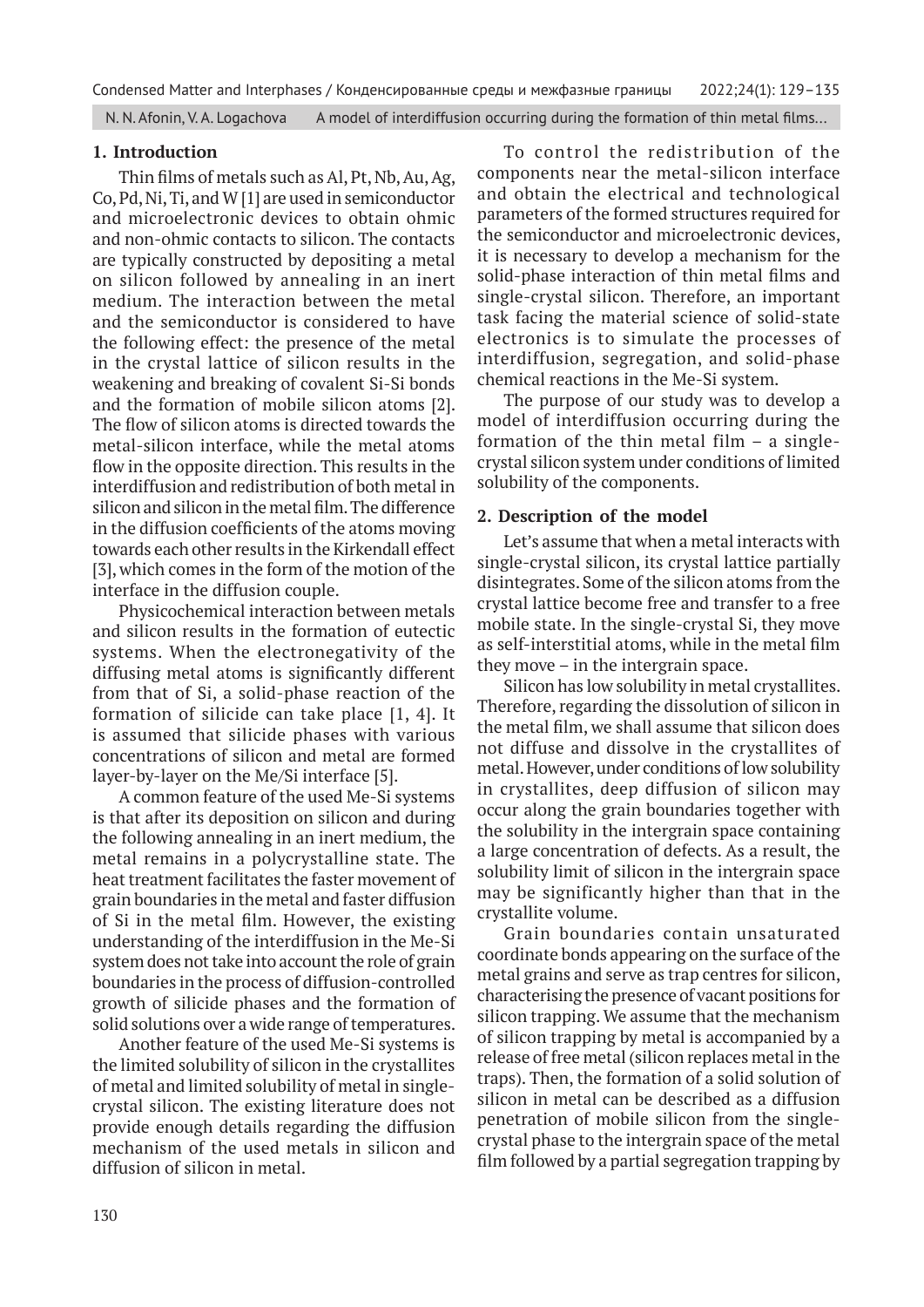## 1. Introduction

Thin films of metals such as Al, Pt, Nb, Au, Ag, Co, Pd, Ni, Ti, and W [1] are used in semiconductor and microelectronic devices to obtain ohmic and non-ohmic contacts to silicon. The contacts are typically constructed by depositing a metal on silicon followed by annealing in an inert medium. The interaction between the metal and the semiconductor is considered to have the following effect: the presence of the metal in the crystal lattice of silicon results in the weakening and breaking of covalent Si-Si bonds and the formation of mobile silicon atoms [2]. The flow of silicon atoms is directed towards the metal-silicon interface, while the metal atoms flow in the opposite direction. This results in the interdiffusion and redistribution of both metal in silicon and silicon in the metal film. The difference in the diffusion coefficients of the atoms moving towards each other results in the Kirkendall effect [3], which comes in the form of the motion of the interface in the diffusion couple.

Physicochemical interaction between metals and silicon results in the formation of eutectic systems. When the electronegativity of the diffusing metal atoms is significantly different from that of Si, a solid-phase reaction of the formation of silicide can take place [1, 4]. It is assumed that silicide phases with various concentrations of silicon and metal are formed layer-by-layer on the Me/Si interface [5].

A common feature of the used Me-Si systems is that after its deposition on silicon and during the following annealing in an inert medium, the metal remains in a polycrystalline state. The heat treatment facilitates the faster movement of grain boundaries in the metal and faster diffusion of Si in the metal film. However, the existing understanding of the interdiffusion in the Me-Si system does not take into account the role of grain boundaries in the process of diffusion-controlled growth of silicide phases and the formation of solid solutions over a wide range of temperatures.

Another feature of the used Me-Si systems is the limited solubility of silicon in the crystallites of metal and limited solubility of metal in single-crystal silicon. The existing literature does not provide enough details regarding the diffusion mechanism of the used metals in silicon and diffusion of silicon in metal.

To control the redistribution of the components near the metal-silicon interface and obtain the electrical and technological parameters of the formed structures required for the semiconductor and microelectronic devices, it is necessary to develop a mechanism for the solid-phase interaction of thin metal films and single-crystal silicon. Therefore, an important task facing the material science of solid-state electronics is to simulate the processes of interdiffusion, segregation, and solid-phase chemical reactions in the Me-Si system.

The purpose of our study was to develop a model of interdiffusion occurring during the formation of the thin metal film – a single-crystal silicon system under conditions of limited solubility of the components.

## 2. Description of the model

Let's assume that when a metal interacts with single-crystal silicon, its crystal lattice partially disintegrates. Some of the silicon atoms from the crystal lattice become free and transfer to a free mobile state. In the single-crystal Si, they move as self-interstitial atoms, while in the metal film they move – in the intergrain space.

Silicon has low solubility in metal crystallites. Therefore, regarding the dissolution of silicon in the metal film, we shall assume that silicon does not diffuse and dissolve in the crystallites of metal. However, under conditions of low solubility in crystallites, deep diffusion of silicon may occur along the grain boundaries together with the solubility in the intergrain space containing a large concentration of defects. As a result, the solubility limit of silicon in the intergrain space may be significantly higher than that in the crystallite volume.

Grain boundaries contain unsaturated coordinate bonds appearing on the surface of the metal grains and serve as trap centres for silicon, characterising the presence of vacant positions for silicon trapping. We assume that the mechanism of silicon trapping by metal is accompanied by a release of free metal (silicon replaces metal in the traps). Then, the formation of a solid solution of silicon in metal can be described as a diffusion penetration of mobile silicon from the single-crystal phase to the intergrain space of the metal film followed by a partial segregation trapping by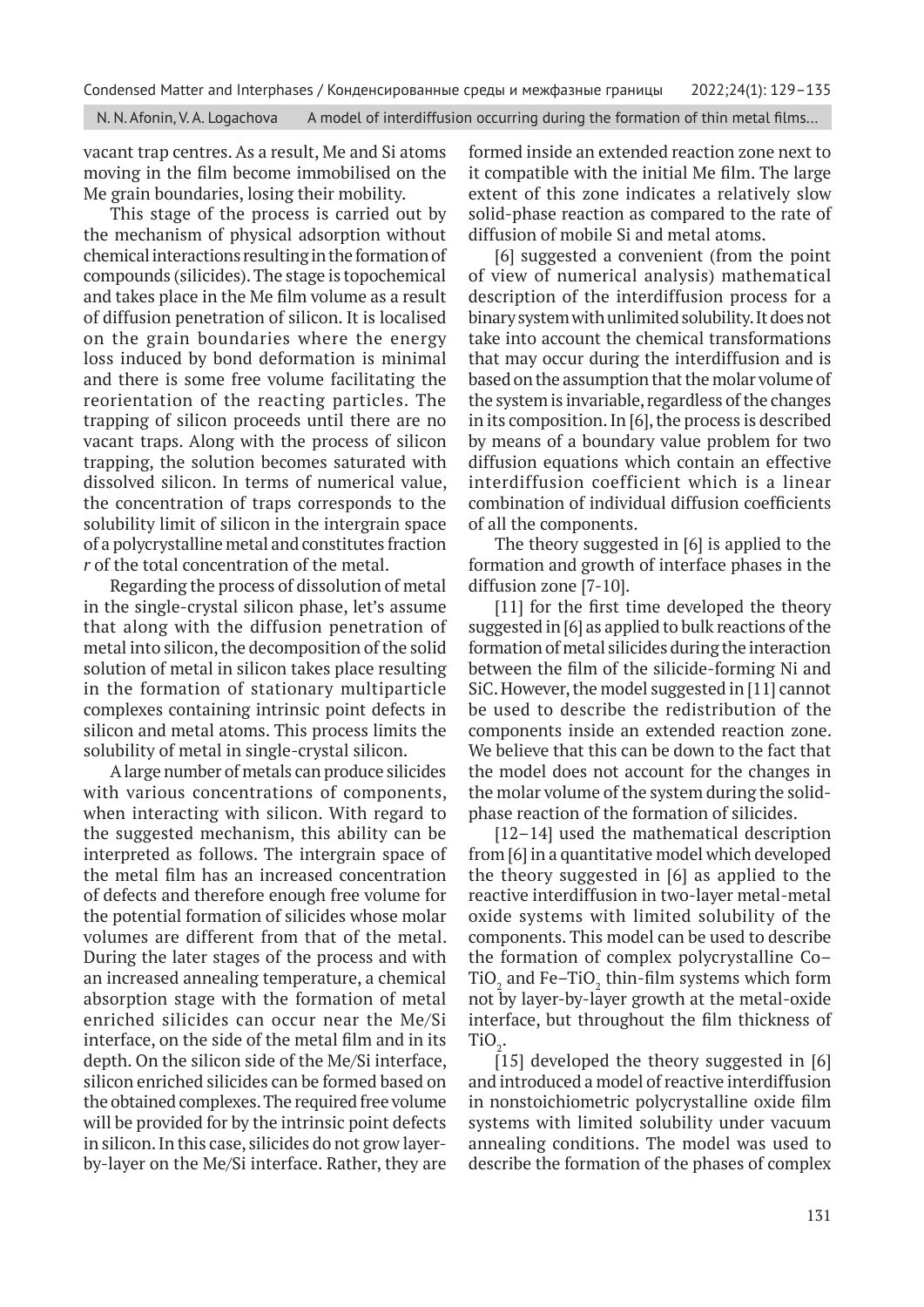vacant trap centres. As a result, Me and Si atoms moving in the film become immobilised on the Me grain boundaries, losing their mobility.

This stage of the process is carried out by the mechanism of physical adsorption without chemical interactions resulting in the formation of compounds (silicides). The stage is topochemical and takes place in the Me film volume as a result of diffusion penetration of silicon. It is localised on the grain boundaries where the energy loss induced by bond deformation is minimal and there is some free volume facilitating the reorientation of the reacting particles. The trapping of silicon proceeds until there are no vacant traps. Along with the process of silicon trapping, the solution becomes saturated with dissolved silicon. In terms of numerical value, the concentration of traps corresponds to the solubility limit of silicon in the intergrain space of a polycrystalline metal and constitutes fraction *r* of the total concentration of the metal.

Regarding the process of dissolution of metal in the single-crystal silicon phase, let's assume that along with the diffusion penetration of metal into silicon, the decomposition of the solid solution of metal in silicon takes place resulting in the formation of stationary multiparticle complexes containing intrinsic point defects in silicon and metal atoms. This process limits the solubility of metal in single-crystal silicon.

A large number of metals can produce silicides with various concentrations of components, when interacting with silicon. With regard to the suggested mechanism, this ability can be interpreted as follows. The intergrain space of the metal film has an increased concentration of defects and therefore enough free volume for the potential formation of silicides whose molar volumes are different from that of the metal. During the later stages of the process and with an increased annealing temperature, a chemical absorption stage with the formation of metal enriched silicides can occur near the Me/Si interface, on the side of the metal film and in its depth. On the silicon side of the Me/Si interface, silicon enriched silicides can be formed based on the obtained complexes. The required free volume will be provided for by the intrinsic point defects in silicon. In this case, silicides do not grow layer-by-layer on the Me/Si interface. Rather, they are formed inside an extended reaction zone next to it compatible with the initial Me film. The large extent of this zone indicates a relatively slow solid-phase reaction as compared to the rate of diffusion of mobile Si and metal atoms.

[6] suggested a convenient (from the point of view of numerical analysis) mathematical description of the interdiffusion process for a binary system with unlimited solubility. It does not take into account the chemical transformations that may occur during the interdiffusion and is based on the assumption that the molar volume of the system is invariable, regardless of the changes in its composition. In [6], the process is described by means of a boundary value problem for two diffusion equations which contain an effective interdiffusion coefficient which is a linear combination of individual diffusion coefficients of all the components.

The theory suggested in [6] is applied to the formation and growth of interface phases in the diffusion zone [7-10].

[11] for the first time developed the theory suggested in [6] as applied to bulk reactions of the formation of metal silicides during the interaction between the film of the silicide-forming Ni and SiC. However, the model suggested in [11] cannot be used to describe the redistribution of the components inside an extended reaction zone. We believe that this can be down to the fact that the model does not account for the changes in the molar volume of the system during the solid-phase reaction of the formation of silicides.

[12–14] used the mathematical description from [6] in a quantitative model which developed the theory suggested in [6] as applied to the reactive interdiffusion in two-layer metal-metal oxide systems with limited solubility of the components. This model can be used to describe the formation of complex polycrystalline Co–$TiO_2$ and Fe–$TiO_2$ thin-film systems which form not by layer-by-layer growth at the metal-oxide interface, but throughout the film thickness of $TiO_2$.

[15] developed the theory suggested in [6] and introduced a model of reactive interdiffusion in nonstoichiometric polycrystalline oxide film systems with limited solubility under vacuum annealing conditions. The model was used to describe the formation of the phases of complex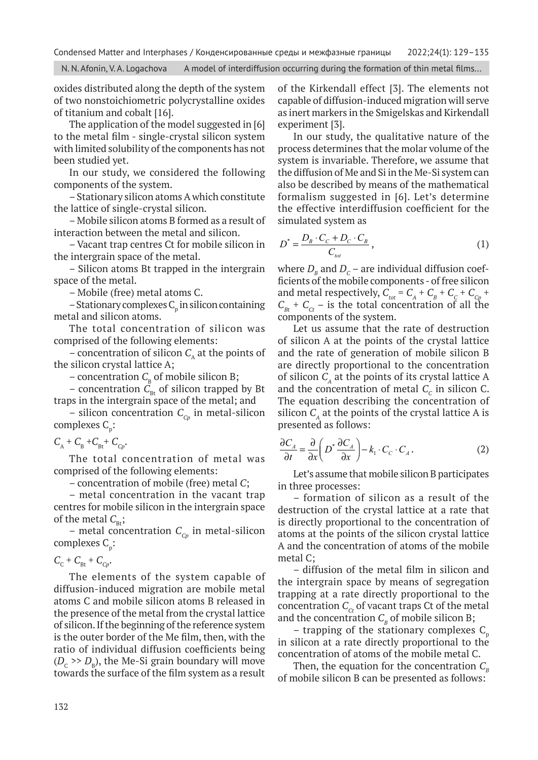oxides distributed along the depth of the system of two nonstoichiometric polycrystalline oxides of titanium and cobalt [16].

The application of the model suggested in [6] to the metal film - single-crystal silicon system with limited solubility of the components has not been studied yet.

In our study, we considered the following components of the system.

– Stationary silicon atoms A which constitute the lattice of single-crystal silicon.

– Mobile silicon atoms B formed as a result of interaction between the metal and silicon.

– Vacant trap centres Ct for mobile silicon in the intergrain space of the metal.

– Silicon atoms Bt trapped in the intergrain space of the metal.

– Mobile (free) metal atoms C.

– Stationary complexes $C_p$ in silicon containing metal and silicon atoms.

The total concentration of silicon was comprised of the following elements:

– concentration of silicon $C_A$ at the points of the silicon crystal lattice A;

– concentration $C_B$ of mobile silicon B;

– concentration $C_{Bt}$ of silicon trapped by Bt traps in the intergrain space of the metal; and

– silicon concentration $C_{Cp}$ in metal-silicon complexes $C_p$:

$C_A + C_B + C_{Bt} + C_{Cp}$.

The total concentration of metal was comprised of the following elements:

– concentration of mobile (free) metal $C$;

– metal concentration in the vacant trap centres for mobile silicon in the intergrain space of the metal $C_{Bt}$;

– metal concentration $C_{Cp}$ in metal-silicon complexes $C_p$:

$C_C + C_{Bt} + C_{Cp}$.

The elements of the system capable of diffusion-induced migration are mobile metal atoms C and mobile silicon atoms B released in the presence of the metal from the crystal lattice of silicon. If the beginning of the reference system is the outer border of the Me film, then, with the ratio of individual diffusion coefficients being ($D_C >> D_B$), the Me-Si grain boundary will move towards the surface of the film system as a result of the Kirkendall effect [3]. The elements not capable of diffusion-induced migration will serve as inert markers in the Smigelskas and Kirkendall experiment [3].

In our study, the qualitative nature of the process determines that the molar volume of the system is invariable. Therefore, we assume that the diffusion of Me and Si in the Me-Si system can also be described by means of the mathematical formalism suggested in [6]. Let's determine the effective interdiffusion coefficient for the simulated system as

$$D^* = \frac{D_B \cdot C_C + D_C \cdot C_B}{C_{tot}}, \tag{1}$$

where $D_B$ and $D_C$ – are individual diffusion coefficients of the mobile components - of free silicon and metal respectively, $C_{tot} = C_A + C_B + C_C + C_{Cp} + C_{Bt} + C_{Ct}$ – is the total concentration of all the components of the system.

Let us assume that the rate of destruction of silicon A at the points of the crystal lattice and the rate of generation of mobile silicon B are directly proportional to the concentration of silicon $C_A$ at the points of its crystal lattice A and the concentration of metal $C_C$ in silicon C. The equation describing the concentration of silicon $C_A$ at the points of the crystal lattice A is presented as follows:

$$\frac{\partial C_A}{\partial t} = \frac{\partial}{\partial x}\left(D^* \frac{\partial C_A}{\partial x}\right) - k_1 \cdot C_C \cdot C_A. \tag{2}$$

Let's assume that mobile silicon B participates in three processes:

– formation of silicon as a result of the destruction of the crystal lattice at a rate that is directly proportional to the concentration of atoms at the points of the silicon crystal lattice A and the concentration of atoms of the mobile metal C;

– diffusion of the metal film in silicon and the intergrain space by means of segregation trapping at a rate directly proportional to the concentration $C_{Ct}$ of vacant traps Ct of the metal and the concentration $C_B$ of mobile silicon B;

– trapping of the stationary complexes $C_p$ in silicon at a rate directly proportional to the concentration of atoms of the mobile metal C.

Then, the equation for the concentration $C_B$ of mobile silicon B can be presented as follows: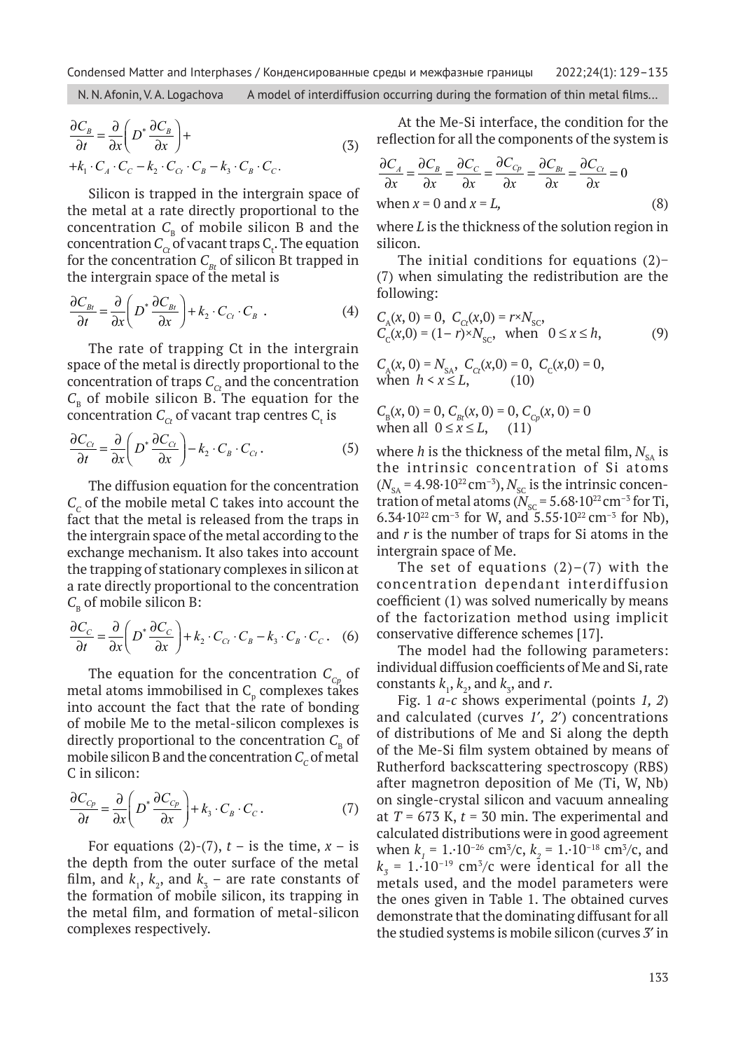$$\frac{\partial C_B}{\partial t} = \frac{\partial}{\partial x}\left(D^* \frac{\partial C_B}{\partial x}\right) + \\ + k_1 \cdot C_A \cdot C_C - k_2 \cdot C_{Ct} \cdot C_B - k_3 \cdot C_B \cdot C_C. \tag{3}$$

Silicon is trapped in the intergrain space of the metal at a rate directly proportional to the concentration $C_B$ of mobile silicon B and the concentration $C_{Ct}$ of vacant traps $C_t$. The equation for the concentration $C_{Bt}$ of silicon Bt trapped in the intergrain space of the metal is

$$\frac{\partial C_{Bt}}{\partial t} = \frac{\partial}{\partial x}\left(D^* \frac{\partial C_{Bt}}{\partial x}\right) + k_2 \cdot C_{Ct} \cdot C_B \ . \tag{4}$$

The rate of trapping Ct in the intergrain space of the metal is directly proportional to the concentration of traps $C_{Ct}$ and the concentration $C_B$ of mobile silicon B. The equation for the concentration $C_{Ct}$ of vacant trap centres $C_t$ is

$$\frac{\partial C_{Ct}}{\partial t} = \frac{\partial}{\partial x}\left(D^* \frac{\partial C_{Ct}}{\partial x}\right) - k_2 \cdot C_B \cdot C_{Ct}. \tag{5}$$

The diffusion equation for the concentration $C_C$ of the mobile metal C takes into account the fact that the metal is released from the traps in the intergrain space of the metal according to the exchange mechanism. It also takes into account the trapping of stationary complexes in silicon at a rate directly proportional to the concentration $C_B$ of mobile silicon B:

$$\frac{\partial C_C}{\partial t} = \frac{\partial}{\partial x}\left(D^* \frac{\partial C_C}{\partial x}\right) + k_2 \cdot C_{Ct} \cdot C_B - k_3 \cdot C_B \cdot C_C. \tag{6}$$

The equation for the concentration $C_{Cp}$ of metal atoms immobilised in $C_p$ complexes takes into account the fact that the rate of bonding of mobile Me to the metal-silicon complexes is directly proportional to the concentration $C_B$ of mobile silicon B and the concentration $C_C$ of metal C in silicon:

$$\frac{\partial C_{Cp}}{\partial t} = \frac{\partial}{\partial x}\left(D^* \frac{\partial C_{Cp}}{\partial x}\right) + k_3 \cdot C_B \cdot C_C. \tag{7}$$

For equations (2)-(7), $t$ – is the time, $x$ – is the depth from the outer surface of the metal film, and $k_1$, $k_2$, and $k_3$ – are rate constants of the formation of mobile silicon, its trapping in the metal film, and formation of metal-silicon complexes respectively.

At the Me-Si interface, the condition for the reflection for all the components of the system is

$$\frac{\partial C_A}{\partial x} = \frac{\partial C_B}{\partial x} = \frac{\partial C_C}{\partial x} = \frac{\partial C_{Cp}}{\partial x} = \frac{\partial C_{Bt}}{\partial x} = \frac{\partial C_{Ct}}{\partial x} = 0$$

when $x = 0$ and $x = L$, (8)

where $L$ is the thickness of the solution region in silicon.

The initial conditions for equations (2)–(7) when simulating the redistribution are the following:

$C_A(x, 0) = 0$, $C_{Ct}(x,0) = r \times N_{SC}$,
$C_C(x,0) = (1 - r) \times N_{SC}$, when $0 \le x \le h$, (9)

$C_A(x, 0) = N_{SA}$, $C_{Ct}(x,0) = 0$, $C_C(x,0) = 0$,
when $h < x \le L$, (10)

$C_B(x, 0) = 0$, $C_{Bt}(x, 0) = 0$, $C_{Cp}(x, 0) = 0$
when all $0 \le x \le L$, (11)

where $h$ is the thickness of the metal film, $N_{SA}$ is the intrinsic concentration of Si atoms ($N_{SA} = 4.98 \cdot 10^{22}$ cm$^{-3}$), $N_{SC}$ is the intrinsic concentration of metal atoms ($N_{SC} = 5.68 \cdot 10^{22}$ cm$^{-3}$ for Ti, $6.34 \cdot 10^{22}$ cm$^{-3}$ for W, and $5.55 \cdot 10^{22}$ cm$^{-3}$ for Nb), and $r$ is the number of traps for Si atoms in the intergrain space of Me.

The set of equations (2)–(7) with the concentration dependant interdiffusion coefficient (1) was solved numerically by means of the factorization method using implicit conservative difference schemes [17].

The model had the following parameters: individual diffusion coefficients of Me and Si, rate constants $k_1$, $k_2$, and $k_3$, and $r$.

Fig. 1 *a-c* shows experimental (points *1, 2*) and calculated (curves *1′, 2′*) concentrations of distributions of Me and Si along the depth of the Me-Si film system obtained by means of Rutherford backscattering spectroscopy (RBS) after magnetron deposition of Me (Ti, W, Nb) on single-crystal silicon and vacuum annealing at $T = 673$ K, $t = 30$ min. The experimental and calculated distributions were in good agreement when $k_1 = 1.\cdot 10^{-26}$ cm$^3$/c, $k_2 = 1.\cdot 10^{-18}$ cm$^3$/c, and $k_3 = 1.\cdot 10^{-19}$ cm$^3$/c were identical for all the metals used, and the model parameters were the ones given in Table 1. The obtained curves demonstrate that the dominating diffusant for all the studied systems is mobile silicon (curves *3′* in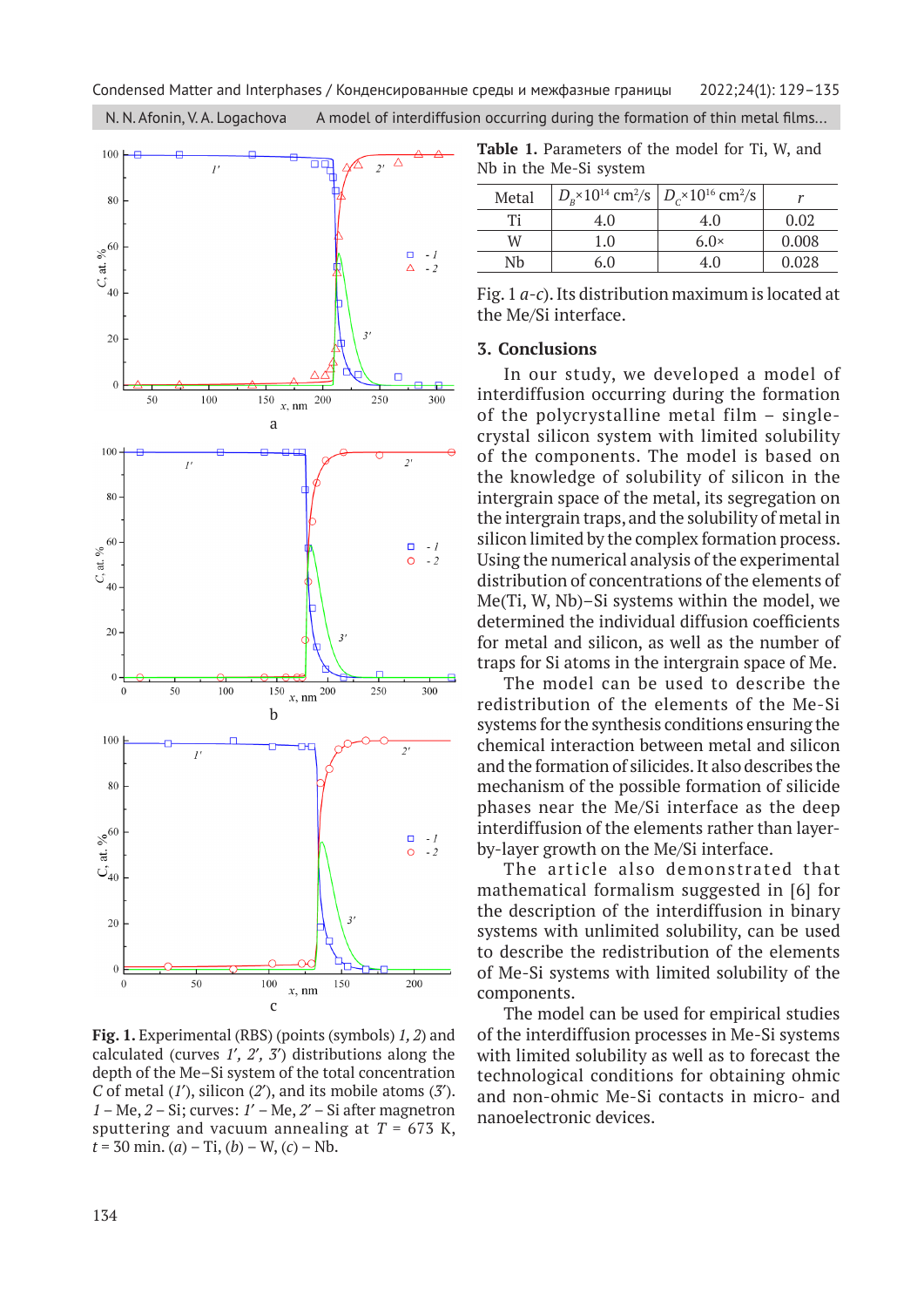Fig. 1. Experimental (RBS) (points (symbols) *1, 2*) and calculated (curves *1′, 2′, 3′*) distributions along the depth of the Me–Si system of the total concentration *C* of metal (*1′*), silicon (*2′*), and its mobile atoms (*3′*). *1* – Me, *2* – Si; curves: *1′* – Me, *2′* – Si after magnetron sputtering and vacuum annealing at $T$ = 673 K, $t$ = 30 min. (*a*) – Ti, (*b*) – W, (*c*) – Nb.

**Table 1.** Parameters of the model for Ti, W, and Nb in the Me-Si system

| Metal | $D_B \times 10^{14}$ cm²/s | $D_C \times 10^{16}$ cm²/s | $r$ |
|---|---|---|---|
| Ti | 4.0 | 4.0 | 0.02 |
| W | 1.0 | 6.0× | 0.008 |
| Nb | 6.0 | 4.0 | 0.028 |

Fig. 1 *a-c*). Its distribution maximum is located at the Me/Si interface.

## 3. Conclusions

In our study, we developed a model of interdiffusion occurring during the formation of the polycrystalline metal film – single-crystal silicon system with limited solubility of the components. The model is based on the knowledge of solubility of silicon in the intergrain space of the metal, its segregation on the intergrain traps, and the solubility of metal in silicon limited by the complex formation process. Using the numerical analysis of the experimental distribution of concentrations of the elements of Me(Ti, W, Nb)–Si systems within the model, we determined the individual diffusion coefficients for metal and silicon, as well as the number of traps for Si atoms in the intergrain space of Me.

The model can be used to describe the redistribution of the elements of the Me-Si systems for the synthesis conditions ensuring the chemical interaction between metal and silicon and the formation of silicides. It also describes the mechanism of the possible formation of silicide phases near the Me/Si interface as the deep interdiffusion of the elements rather than layer-by-layer growth on the Me/Si interface.

The article also demonstrated that mathematical formalism suggested in [6] for the description of the interdiffusion in binary systems with unlimited solubility, can be used to describe the redistribution of the elements of Me-Si systems with limited solubility of the components.

The model can be used for empirical studies of the interdiffusion processes in Me-Si systems with limited solubility as well as to forecast the technological conditions for obtaining ohmic and non-ohmic Me-Si contacts in micro- and nanoelectronic devices.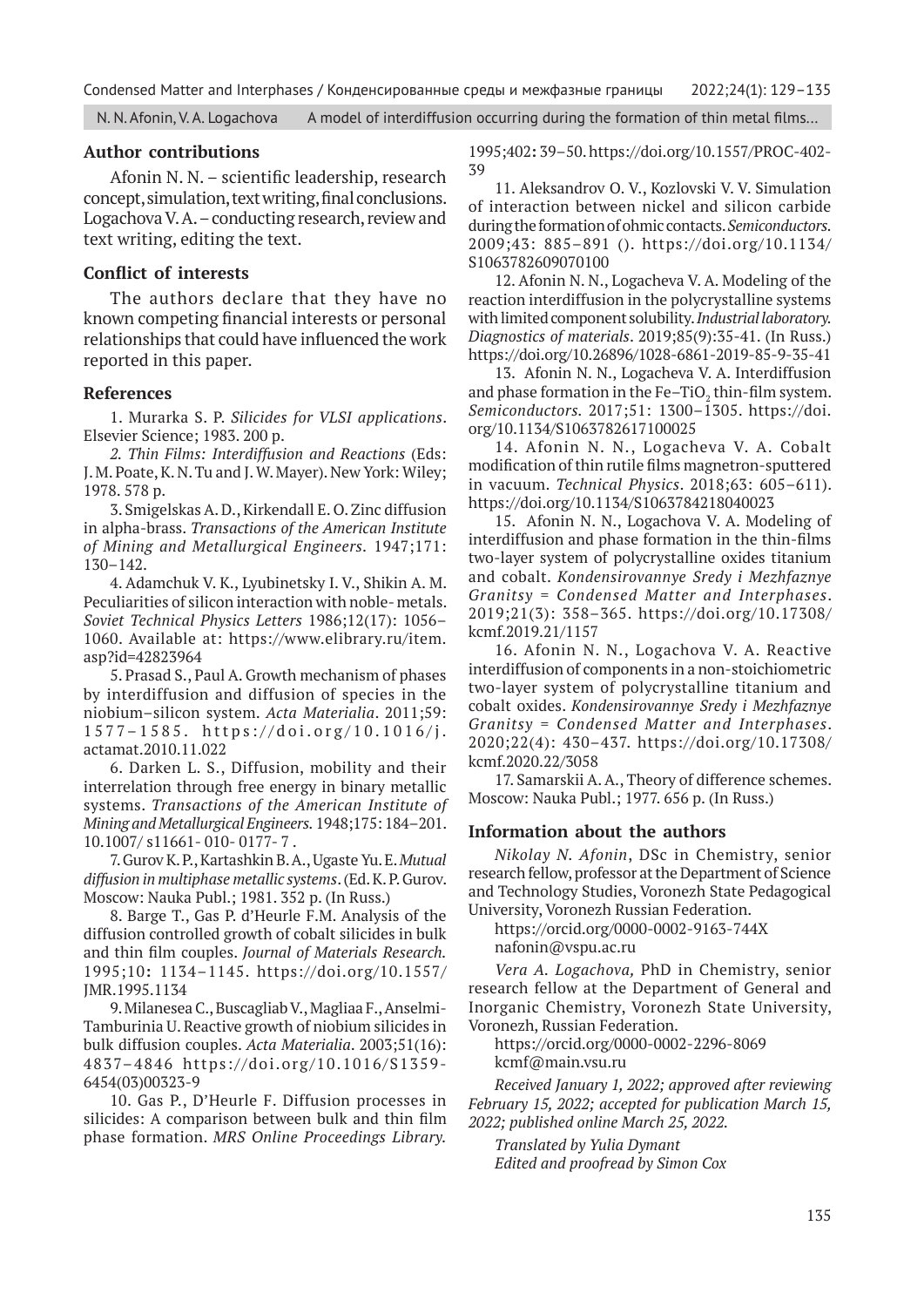## Author contributions

Afonin N. N. – scientific leadership, research concept, simulation, text writing, final conclusions. Logachova V. A. – conducting research, review and text writing, editing the text.

## Conflict of interests

The authors declare that they have no known competing financial interests or personal relationships that could have influenced the work reported in this paper.

## References

1. Murarka S. P. *Silicides for VLSI applications*. Elsevier Science; 1983. 200 p.

*2. Thin Films: Interdiffusion and Reactions* (Eds: J. M. Poate, K. N. Tu and J. W. Mayer). New York: Wiley; 1978. 578 p.

3. Smigelskas A. D., Kirkendall E. O. Zinc diffusion in alpha-brass. *Transactions of the American Institute of Mining and Metallurgical Engineers*. 1947;171: 130–142.

4. Adamchuk V. K., Lyubinetsky I. V., Shikin A. M. Peculiarities of silicon interaction with noble- metals. *Soviet Technical Physics Letters* 1986;12(17): 1056–1060. Available at: https://www.elibrary.ru/item.asp?id=42823964

5. Prasad S., Paul A. Growth mechanism of phases by interdiffusion and diffusion of species in the niobium–silicon system. *Acta Materialia*. 2011;59: 1577–1585. https://doi.org/10.1016/j.actamat.2010.11.022

6. Darken L. S., Diffusion, mobility and their interrelation through free energy in binary metallic systems. *Transactions of the American Institute of Mining and Metallurgical Engineers*. 1948;175: 184–201. 10.1007/ s11661- 010- 0177- 7 .

7. Gurov K. P., Kartashkin B. A., Ugaste Yu. E. *Mutual diffusion in multiphase metallic systems*. (Ed. K. P. Gurov. Moscow: Nauka Publ.; 1981. 352 p. (In Russ.)

8. Barge T., Gas P. d'Heurle F.M. Analysis of the diffusion controlled growth of cobalt silicides in bulk and thin film couples. *Journal of Materials Research*. 1995;10**:** 1134–1145. https://doi.org/10.1557/JMR.1995.1134

9. Milanesea C., Buscagliab V., Magliaa F., Anselmi-Tamburinia U. Reactive growth of niobium silicides in bulk diffusion couples. *Acta Materialia*. 2003;51(16): 4837–4846 https://doi.org/10.1016/S1359-6454(03)00323-9

10. Gas P., D'Heurle F. Diffusion processes in silicides: A comparison between bulk and thin film phase formation. *MRS Online Proceedings Library*. 1995;402**:** 39–50. https://doi.org/10.1557/PROC-402-39

11. Aleksandrov O. V., Kozlovski V. V. Simulation of interaction between nickel and silicon carbide during the formation of ohmic contacts. *Semiconductors*. 2009;43: 885–891 (). https://doi.org/10.1134/S1063782609070100

12. Afonin N. N., Logacheva V. A. Modeling of the reaction interdiffusion in the polycrystalline systems with limited component solubility. *Industrial laboratory. Diagnostics of materials*. 2019;85(9):35-41. (In Russ.) https://doi.org/10.26896/1028-6861-2019-85-9-35-41

13. Afonin N. N., Logacheva V. A. Interdiffusion and phase formation in the Fe–$TiO_2$ thin-film system. *Semiconductors*. 2017;51: 1300–1305. https://doi.org/10.1134/S1063782617100025

14. Afonin N. N., Logacheva V. A. Cobalt modification of thin rutile films magnetron-sputtered in vacuum. *Technical Physics*. 2018;63: 605–611). https://doi.org/10.1134/S1063784218040023

15. Afonin N. N., Logachova V. A. Modeling of interdiffusion and phase formation in the thin-films two-layer system of polycrystalline oxides titanium and cobalt. *Kondensirovannye Sredy i Mezhfaznye Granitsy = Condensed Matter and Interphases*. 2019;21(3): 358–365. https://doi.org/10.17308/kcmf.2019.21/1157

16. Afonin N. N., Logachova V. A. Reactive interdiffusion of components in a non-stoichiometric two-layer system of polycrystalline titanium and cobalt oxides. *Kondensirovannye Sredy i Mezhfaznye Granitsy = Condensed Matter and Interphases*. 2020;22(4): 430–437. https://doi.org/10.17308/kcmf.2020.22/3058

17. Samarskii A. A., Theory of difference schemes. Moscow: Nauka Publ.; 1977. 656 p. (In Russ.)

## Information about the authors

*Nikolay N. Afonin*, DSc in Chemistry, senior research fellow, professor at the Department of Science and Technology Studies, Voronezh State Pedagogical University, Voronezh Russian Federation.

https://orcid.org/0000-0002-9163-744X
nafonin@vspu.ac.ru

*Vera A. Logachova,* PhD in Chemistry, senior research fellow at the Department of General and Inorganic Chemistry, Voronezh State University, Voronezh, Russian Federation.

https://orcid.org/0000-0002-2296-8069
kcmf@main.vsu.ru

*Received January 1, 2022; approved after reviewing February 15, 2022; accepted for publication March 15, 2022; published online March 25, 2022.*

*Translated by Yulia Dymant*
*Edited and proofread by Simon Cox*